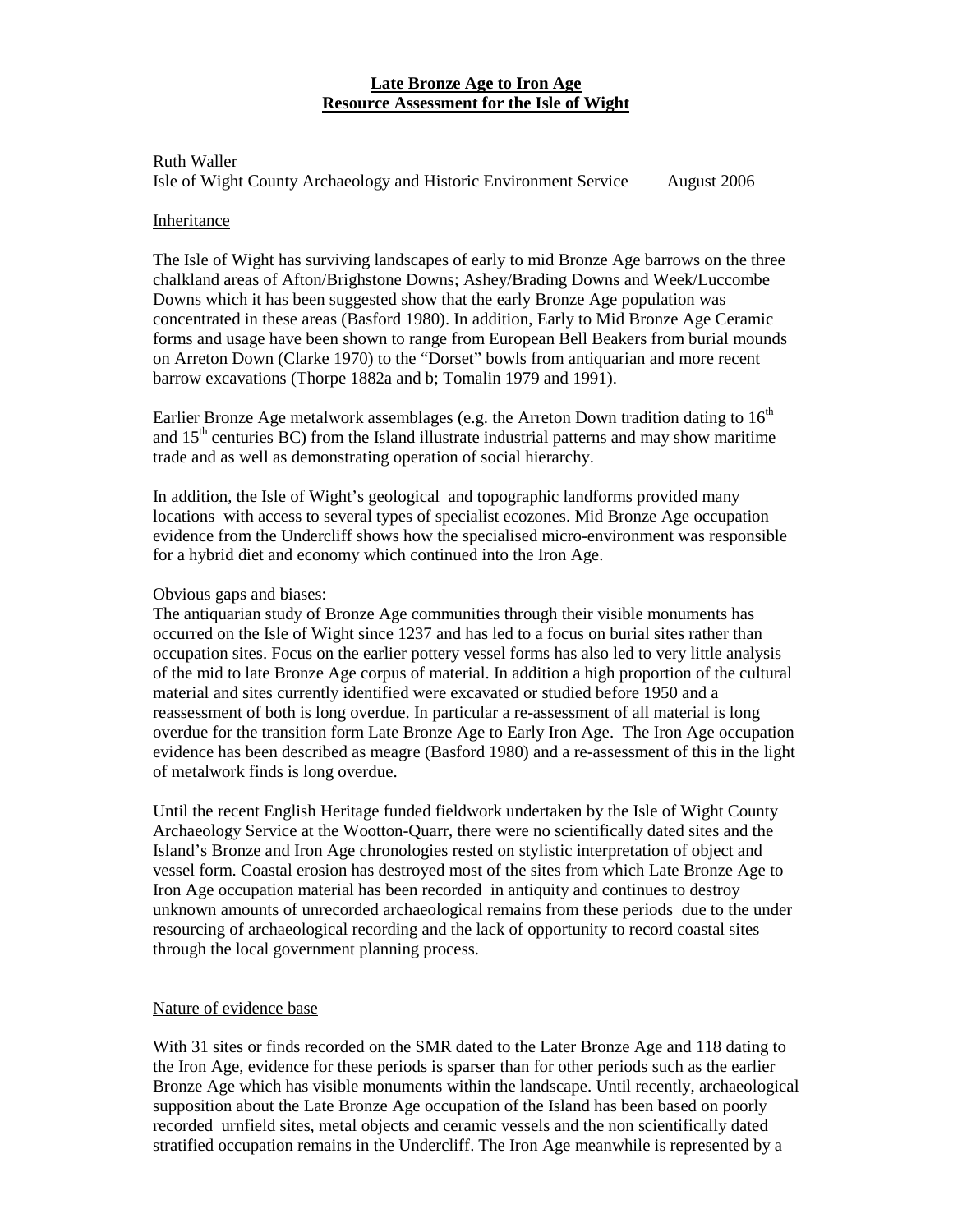# Late Bronze Age to Iron Age
# Resource Assessment for the Isle of Wight

Ruth Waller
Isle of Wight County Archaeology and Historic Environment Service August 2006

## Inheritance

The Isle of Wight has surviving landscapes of early to mid Bronze Age barrows on the three chalkland areas of Afton/Brighstone Downs; Ashey/Brading Downs and Week/Luccombe Downs which it has been suggested show that the early Bronze Age population was concentrated in these areas (Basford 1980). In addition, Early to Mid Bronze Age Ceramic forms and usage have been shown to range from European Bell Beakers from burial mounds on Arreton Down (Clarke 1970) to the "Dorset" bowls from antiquarian and more recent barrow excavations (Thorpe 1882a and b; Tomalin 1979 and 1991).

Earlier Bronze Age metalwork assemblages (e.g. the Arreton Down tradition dating to 16th and 15th centuries BC) from the Island illustrate industrial patterns and may show maritime trade and as well as demonstrating operation of social hierarchy.

In addition, the Isle of Wight's geological and topographic landforms provided many locations with access to several types of specialist ecozones. Mid Bronze Age occupation evidence from the Undercliff shows how the specialised micro-environment was responsible for a hybrid diet and economy which continued into the Iron Age.

Obvious gaps and biases:
The antiquarian study of Bronze Age communities through their visible monuments has occurred on the Isle of Wight since 1237 and has led to a focus on burial sites rather than occupation sites. Focus on the earlier pottery vessel forms has also led to very little analysis of the mid to late Bronze Age corpus of material. In addition a high proportion of the cultural material and sites currently identified were excavated or studied before 1950 and a reassessment of both is long overdue. In particular a re-assessment of all material is long overdue for the transition form Late Bronze Age to Early Iron Age. The Iron Age occupation evidence has been described as meagre (Basford 1980) and a re-assessment of this in the light of metalwork finds is long overdue.

Until the recent English Heritage funded fieldwork undertaken by the Isle of Wight County Archaeology Service at the Wootton-Quarr, there were no scientifically dated sites and the Island's Bronze and Iron Age chronologies rested on stylistic interpretation of object and vessel form. Coastal erosion has destroyed most of the sites from which Late Bronze Age to Iron Age occupation material has been recorded in antiquity and continues to destroy unknown amounts of unrecorded archaeological remains from these periods due to the under resourcing of archaeological recording and the lack of opportunity to record coastal sites through the local government planning process.

## Nature of evidence base

With 31 sites or finds recorded on the SMR dated to the Later Bronze Age and 118 dating to the Iron Age, evidence for these periods is sparser than for other periods such as the earlier Bronze Age which has visible monuments within the landscape. Until recently, archaeological supposition about the Late Bronze Age occupation of the Island has been based on poorly recorded urnfield sites, metal objects and ceramic vessels and the non scientifically dated stratified occupation remains in the Undercliff. The Iron Age meanwhile is represented by a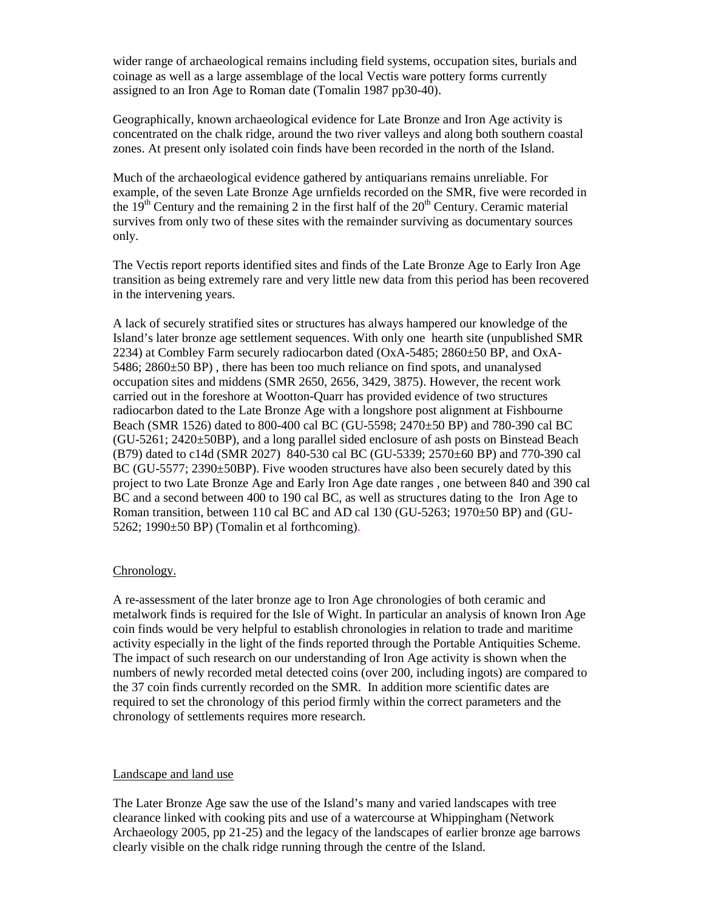wider range of archaeological remains including field systems, occupation sites, burials and coinage as well as a large assemblage of the local Vectis ware pottery forms currently assigned to an Iron Age to Roman date (Tomalin 1987 pp30-40).

Geographically, known archaeological evidence for Late Bronze and Iron Age activity is concentrated on the chalk ridge, around the two river valleys and along both southern coastal zones. At present only isolated coin finds have been recorded in the north of the Island.

Much of the archaeological evidence gathered by antiquarians remains unreliable. For example, of the seven Late Bronze Age urnfields recorded on the SMR, five were recorded in the 19th Century and the remaining 2 in the first half of the 20th Century. Ceramic material survives from only two of these sites with the remainder surviving as documentary sources only.

The Vectis report reports identified sites and finds of the Late Bronze Age to Early Iron Age transition as being extremely rare and very little new data from this period has been recovered in the intervening years.

A lack of securely stratified sites or structures has always hampered our knowledge of the Island's later bronze age settlement sequences. With only one hearth site (unpublished SMR 2234) at Combley Farm securely radiocarbon dated (OxA-5485; 2860±50 BP, and OxA-5486; 2860±50 BP) , there has been too much reliance on find spots, and unanalysed occupation sites and middens (SMR 2650, 2656, 3429, 3875). However, the recent work carried out in the foreshore at Wootton-Quarr has provided evidence of two structures radiocarbon dated to the Late Bronze Age with a longshore post alignment at Fishbourne Beach (SMR 1526) dated to 800-400 cal BC (GU-5598; 2470±50 BP) and 780-390 cal BC (GU-5261; 2420±50BP), and a long parallel sided enclosure of ash posts on Binstead Beach (B79) dated to c14d (SMR 2027) 840-530 cal BC (GU-5339; 2570±60 BP) and 770-390 cal BC (GU-5577; 2390±50BP). Five wooden structures have also been securely dated by this project to two Late Bronze Age and Early Iron Age date ranges , one between 840 and 390 cal BC and a second between 400 to 190 cal BC, as well as structures dating to the Iron Age to Roman transition, between 110 cal BC and AD cal 130 (GU-5263; 1970±50 BP) and (GU-5262; 1990±50 BP) (Tomalin et al forthcoming).

## Chronology.

A re-assessment of the later bronze age to Iron Age chronologies of both ceramic and metalwork finds is required for the Isle of Wight. In particular an analysis of known Iron Age coin finds would be very helpful to establish chronologies in relation to trade and maritime activity especially in the light of the finds reported through the Portable Antiquities Scheme. The impact of such research on our understanding of Iron Age activity is shown when the numbers of newly recorded metal detected coins (over 200, including ingots) are compared to the 37 coin finds currently recorded on the SMR. In addition more scientific dates are required to set the chronology of this period firmly within the correct parameters and the chronology of settlements requires more research.

## Landscape and land use

The Later Bronze Age saw the use of the Island's many and varied landscapes with tree clearance linked with cooking pits and use of a watercourse at Whippingham (Network Archaeology 2005, pp 21-25) and the legacy of the landscapes of earlier bronze age barrows clearly visible on the chalk ridge running through the centre of the Island.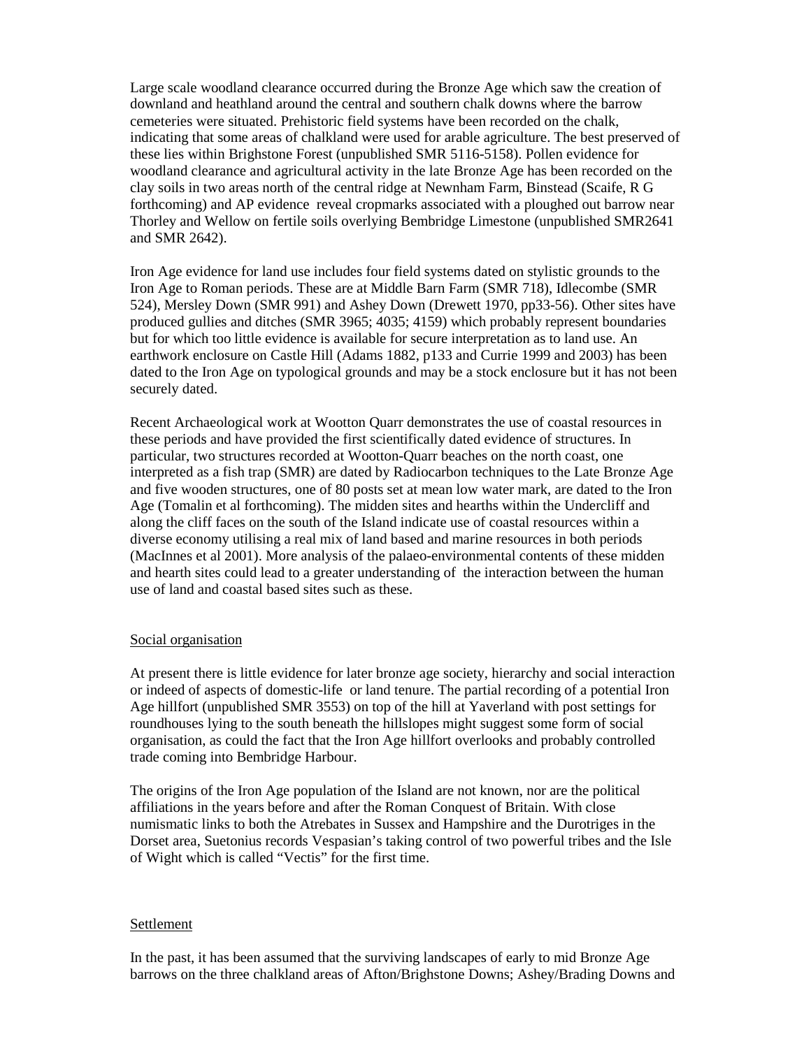Large scale woodland clearance occurred during the Bronze Age which saw the creation of downland and heathland around the central and southern chalk downs where the barrow cemeteries were situated. Prehistoric field systems have been recorded on the chalk, indicating that some areas of chalkland were used for arable agriculture. The best preserved of these lies within Brighstone Forest (unpublished SMR 5116-5158). Pollen evidence for woodland clearance and agricultural activity in the late Bronze Age has been recorded on the clay soils in two areas north of the central ridge at Newnham Farm, Binstead (Scaife, R G forthcoming) and AP evidence reveal cropmarks associated with a ploughed out barrow near Thorley and Wellow on fertile soils overlying Bembridge Limestone (unpublished SMR2641 and SMR 2642).

Iron Age evidence for land use includes four field systems dated on stylistic grounds to the Iron Age to Roman periods. These are at Middle Barn Farm (SMR 718), Idlecombe (SMR 524), Mersley Down (SMR 991) and Ashey Down (Drewett 1970, pp33-56). Other sites have produced gullies and ditches (SMR 3965; 4035; 4159) which probably represent boundaries but for which too little evidence is available for secure interpretation as to land use. An earthwork enclosure on Castle Hill (Adams 1882, p133 and Currie 1999 and 2003) has been dated to the Iron Age on typological grounds and may be a stock enclosure but it has not been securely dated.

Recent Archaeological work at Wootton Quarr demonstrates the use of coastal resources in these periods and have provided the first scientifically dated evidence of structures. In particular, two structures recorded at Wootton-Quarr beaches on the north coast, one interpreted as a fish trap (SMR) are dated by Radiocarbon techniques to the Late Bronze Age and five wooden structures, one of 80 posts set at mean low water mark, are dated to the Iron Age (Tomalin et al forthcoming). The midden sites and hearths within the Undercliff and along the cliff faces on the south of the Island indicate use of coastal resources within a diverse economy utilising a real mix of land based and marine resources in both periods (MacInnes et al 2001). More analysis of the palaeo-environmental contents of these midden and hearth sites could lead to a greater understanding of the interaction between the human use of land and coastal based sites such as these.

## Social organisation

At present there is little evidence for later bronze age society, hierarchy and social interaction or indeed of aspects of domestic-life or land tenure. The partial recording of a potential Iron Age hillfort (unpublished SMR 3553) on top of the hill at Yaverland with post settings for roundhouses lying to the south beneath the hillslopes might suggest some form of social organisation, as could the fact that the Iron Age hillfort overlooks and probably controlled trade coming into Bembridge Harbour.

The origins of the Iron Age population of the Island are not known, nor are the political affiliations in the years before and after the Roman Conquest of Britain. With close numismatic links to both the Atrebates in Sussex and Hampshire and the Durotriges in the Dorset area, Suetonius records Vespasian's taking control of two powerful tribes and the Isle of Wight which is called "Vectis" for the first time.

## Settlement

In the past, it has been assumed that the surviving landscapes of early to mid Bronze Age barrows on the three chalkland areas of Afton/Brighstone Downs; Ashey/Brading Downs and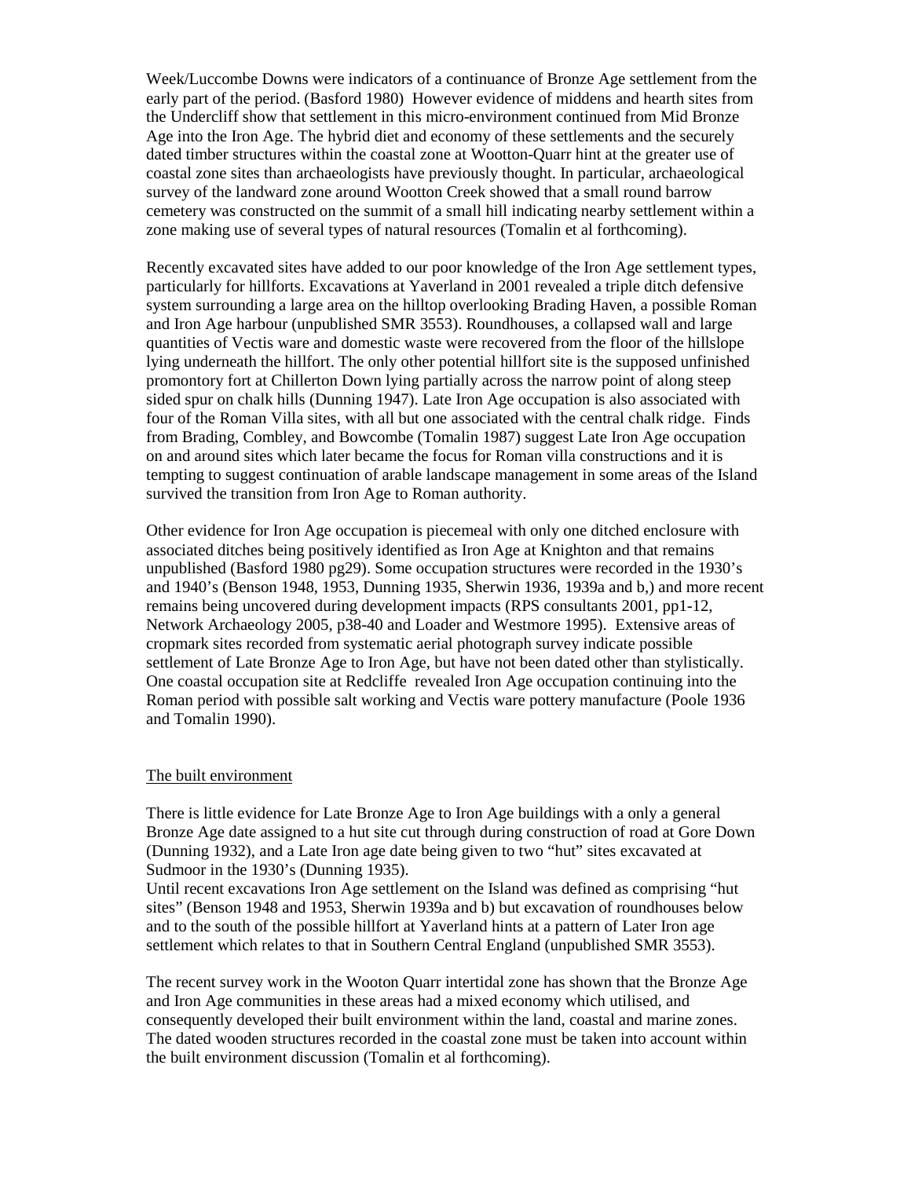Week/Luccombe Downs were indicators of a continuance of Bronze Age settlement from the early part of the period. (Basford 1980) However evidence of middens and hearth sites from the Undercliff show that settlement in this micro-environment continued from Mid Bronze Age into the Iron Age. The hybrid diet and economy of these settlements and the securely dated timber structures within the coastal zone at Wootton-Quarr hint at the greater use of coastal zone sites than archaeologists have previously thought. In particular, archaeological survey of the landward zone around Wootton Creek showed that a small round barrow cemetery was constructed on the summit of a small hill indicating nearby settlement within a zone making use of several types of natural resources (Tomalin et al forthcoming).

Recently excavated sites have added to our poor knowledge of the Iron Age settlement types, particularly for hillforts. Excavations at Yaverland in 2001 revealed a triple ditch defensive system surrounding a large area on the hilltop overlooking Brading Haven, a possible Roman and Iron Age harbour (unpublished SMR 3553). Roundhouses, a collapsed wall and large quantities of Vectis ware and domestic waste were recovered from the floor of the hillslope lying underneath the hillfort. The only other potential hillfort site is the supposed unfinished promontory fort at Chillerton Down lying partially across the narrow point of along steep sided spur on chalk hills (Dunning 1947). Late Iron Age occupation is also associated with four of the Roman Villa sites, with all but one associated with the central chalk ridge. Finds from Brading, Combley, and Bowcombe (Tomalin 1987) suggest Late Iron Age occupation on and around sites which later became the focus for Roman villa constructions and it is tempting to suggest continuation of arable landscape management in some areas of the Island survived the transition from Iron Age to Roman authority.

Other evidence for Iron Age occupation is piecemeal with only one ditched enclosure with associated ditches being positively identified as Iron Age at Knighton and that remains unpublished (Basford 1980 pg29). Some occupation structures were recorded in the 1930's and 1940's (Benson 1948, 1953, Dunning 1935, Sherwin 1936, 1939a and b,) and more recent remains being uncovered during development impacts (RPS consultants 2001, pp1-12, Network Archaeology 2005, p38-40 and Loader and Westmore 1995). Extensive areas of cropmark sites recorded from systematic aerial photograph survey indicate possible settlement of Late Bronze Age to Iron Age, but have not been dated other than stylistically. One coastal occupation site at Redcliffe revealed Iron Age occupation continuing into the Roman period with possible salt working and Vectis ware pottery manufacture (Poole 1936 and Tomalin 1990).

## The built environment

There is little evidence for Late Bronze Age to Iron Age buildings with a only a general Bronze Age date assigned to a hut site cut through during construction of road at Gore Down (Dunning 1932), and a Late Iron age date being given to two "hut" sites excavated at Sudmoor in the 1930's (Dunning 1935).
Until recent excavations Iron Age settlement on the Island was defined as comprising "hut sites" (Benson 1948 and 1953, Sherwin 1939a and b) but excavation of roundhouses below and to the south of the possible hillfort at Yaverland hints at a pattern of Later Iron age settlement which relates to that in Southern Central England (unpublished SMR 3553).

The recent survey work in the Wooton Quarr intertidal zone has shown that the Bronze Age and Iron Age communities in these areas had a mixed economy which utilised, and consequently developed their built environment within the land, coastal and marine zones. The dated wooden structures recorded in the coastal zone must be taken into account within the built environment discussion (Tomalin et al forthcoming).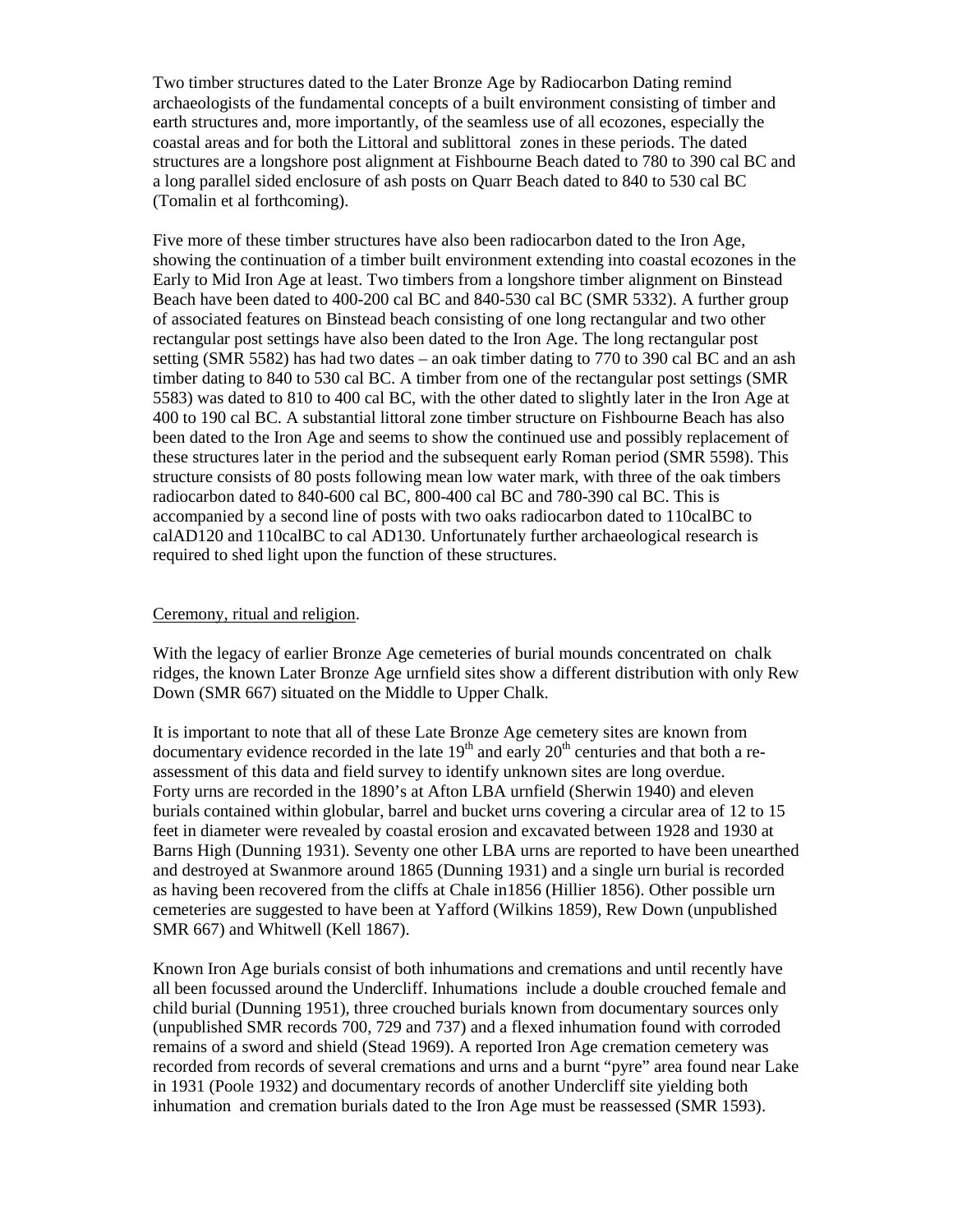Two timber structures dated to the Later Bronze Age by Radiocarbon Dating remind archaeologists of the fundamental concepts of a built environment consisting of timber and earth structures and, more importantly, of the seamless use of all ecozones, especially the coastal areas and for both the Littoral and sublittoral zones in these periods. The dated structures are a longshore post alignment at Fishbourne Beach dated to 780 to 390 cal BC and a long parallel sided enclosure of ash posts on Quarr Beach dated to 840 to 530 cal BC (Tomalin et al forthcoming).

Five more of these timber structures have also been radiocarbon dated to the Iron Age, showing the continuation of a timber built environment extending into coastal ecozones in the Early to Mid Iron Age at least. Two timbers from a longshore timber alignment on Binstead Beach have been dated to 400-200 cal BC and 840-530 cal BC (SMR 5332). A further group of associated features on Binstead beach consisting of one long rectangular and two other rectangular post settings have also been dated to the Iron Age. The long rectangular post setting (SMR 5582) has had two dates – an oak timber dating to 770 to 390 cal BC and an ash timber dating to 840 to 530 cal BC. A timber from one of the rectangular post settings (SMR 5583) was dated to 810 to 400 cal BC, with the other dated to slightly later in the Iron Age at 400 to 190 cal BC. A substantial littoral zone timber structure on Fishbourne Beach has also been dated to the Iron Age and seems to show the continued use and possibly replacement of these structures later in the period and the subsequent early Roman period (SMR 5598). This structure consists of 80 posts following mean low water mark, with three of the oak timbers radiocarbon dated to 840-600 cal BC, 800-400 cal BC and 780-390 cal BC. This is accompanied by a second line of posts with two oaks radiocarbon dated to 110calBC to calAD120 and 110calBC to cal AD130. Unfortunately further archaeological research is required to shed light upon the function of these structures.

## Ceremony, ritual and religion.

With the legacy of earlier Bronze Age cemeteries of burial mounds concentrated on chalk ridges, the known Later Bronze Age urnfield sites show a different distribution with only Rew Down (SMR 667) situated on the Middle to Upper Chalk.

It is important to note that all of these Late Bronze Age cemetery sites are known from documentary evidence recorded in the late 19th and early 20th centuries and that both a re-assessment of this data and field survey to identify unknown sites are long overdue. Forty urns are recorded in the 1890's at Afton LBA urnfield (Sherwin 1940) and eleven burials contained within globular, barrel and bucket urns covering a circular area of 12 to 15 feet in diameter were revealed by coastal erosion and excavated between 1928 and 1930 at Barns High (Dunning 1931). Seventy one other LBA urns are reported to have been unearthed and destroyed at Swanmore around 1865 (Dunning 1931) and a single urn burial is recorded as having been recovered from the cliffs at Chale in1856 (Hillier 1856). Other possible urn cemeteries are suggested to have been at Yafford (Wilkins 1859), Rew Down (unpublished SMR 667) and Whitwell (Kell 1867).

Known Iron Age burials consist of both inhumations and cremations and until recently have all been focussed around the Undercliff. Inhumations include a double crouched female and child burial (Dunning 1951), three crouched burials known from documentary sources only (unpublished SMR records 700, 729 and 737) and a flexed inhumation found with corroded remains of a sword and shield (Stead 1969). A reported Iron Age cremation cemetery was recorded from records of several cremations and urns and a burnt "pyre" area found near Lake in 1931 (Poole 1932) and documentary records of another Undercliff site yielding both inhumation and cremation burials dated to the Iron Age must be reassessed (SMR 1593).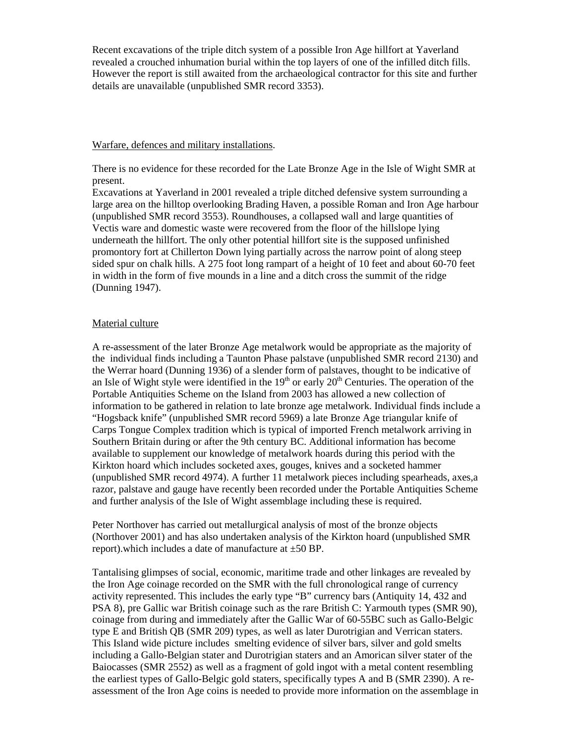Recent excavations of the triple ditch system of a possible Iron Age hillfort at Yaverland revealed a crouched inhumation burial within the top layers of one of the infilled ditch fills. However the report is still awaited from the archaeological contractor for this site and further details are unavailable (unpublished SMR record 3353).

Warfare, defences and military installations.

There is no evidence for these recorded for the Late Bronze Age in the Isle of Wight SMR at present.

Excavations at Yaverland in 2001 revealed a triple ditched defensive system surrounding a large area on the hilltop overlooking Brading Haven, a possible Roman and Iron Age harbour (unpublished SMR record 3553). Roundhouses, a collapsed wall and large quantities of Vectis ware and domestic waste were recovered from the floor of the hillslope lying underneath the hillfort. The only other potential hillfort site is the supposed unfinished promontory fort at Chillerton Down lying partially across the narrow point of along steep sided spur on chalk hills. A 275 foot long rampart of a height of 10 feet and about 60-70 feet in width in the form of five mounds in a line and a ditch cross the summit of the ridge (Dunning 1947).

Material culture

A re-assessment of the later Bronze Age metalwork would be appropriate as the majority of the individual finds including a Taunton Phase palstave (unpublished SMR record 2130) and the Werrar hoard (Dunning 1936) of a slender form of palstaves, thought to be indicative of an Isle of Wight style were identified in the 19th or early 20th Centuries. The operation of the Portable Antiquities Scheme on the Island from 2003 has allowed a new collection of information to be gathered in relation to late bronze age metalwork. Individual finds include a "Hogsback knife" (unpublished SMR record 5969) a late Bronze Age triangular knife of Carps Tongue Complex tradition which is typical of imported French metalwork arriving in Southern Britain during or after the 9th century BC. Additional information has become available to supplement our knowledge of metalwork hoards during this period with the Kirkton hoard which includes socketed axes, gouges, knives and a socketed hammer (unpublished SMR record 4974). A further 11 metalwork pieces including spearheads, axes,a razor, palstave and gauge have recently been recorded under the Portable Antiquities Scheme and further analysis of the Isle of Wight assemblage including these is required.

Peter Northover has carried out metallurgical analysis of most of the bronze objects (Northover 2001) and has also undertaken analysis of the Kirkton hoard (unpublished SMR report).which includes a date of manufacture at ±50 BP.

Tantalising glimpses of social, economic, maritime trade and other linkages are revealed by the Iron Age coinage recorded on the SMR with the full chronological range of currency activity represented. This includes the early type "B" currency bars (Antiquity 14, 432 and PSA 8), pre Gallic war British coinage such as the rare British C: Yarmouth types (SMR 90), coinage from during and immediately after the Gallic War of 60-55BC such as Gallo-Belgic type E and British QB (SMR 209) types, as well as later Durotrigian and Verrican staters. This Island wide picture includes smelting evidence of silver bars, silver and gold smelts including a Gallo-Belgian stater and Durotrigian staters and an Amorican silver stater of the Baiocasses (SMR 2552) as well as a fragment of gold ingot with a metal content resembling the earliest types of Gallo-Belgic gold staters, specifically types A and B (SMR 2390). A re-assessment of the Iron Age coins is needed to provide more information on the assemblage in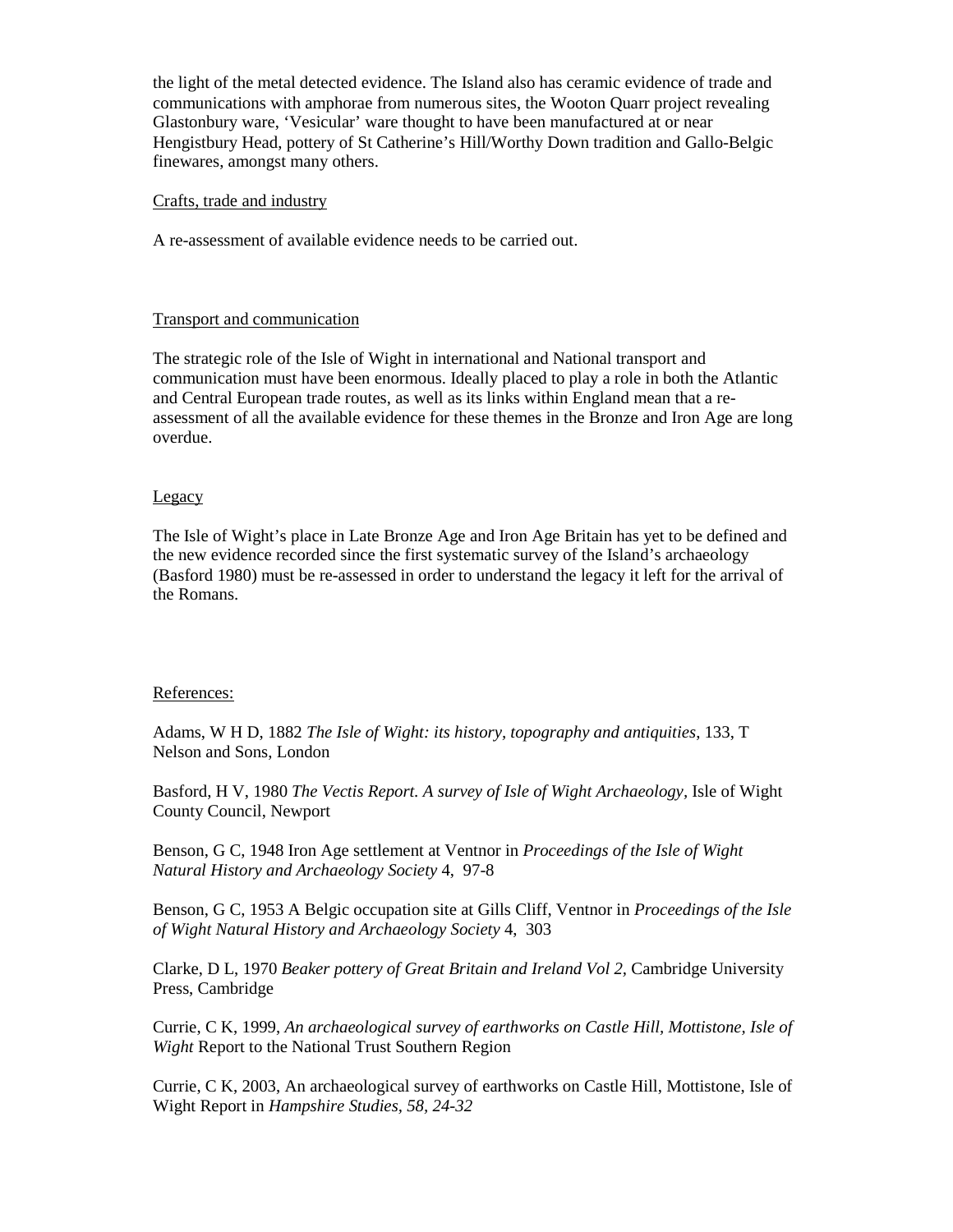the light of the metal detected evidence. The Island also has ceramic evidence of trade and communications with amphorae from numerous sites, the Wooton Quarr project revealing Glastonbury ware, 'Vesicular' ware thought to have been manufactured at or near Hengistbury Head, pottery of St Catherine's Hill/Worthy Down tradition and Gallo-Belgic finewares, amongst many others.

## Crafts, trade and industry

A re-assessment of available evidence needs to be carried out.

## Transport and communication

The strategic role of the Isle of Wight in international and National transport and communication must have been enormous. Ideally placed to play a role in both the Atlantic and Central European trade routes, as well as its links within England mean that a re-assessment of all the available evidence for these themes in the Bronze and Iron Age are long overdue.

## Legacy

The Isle of Wight's place in Late Bronze Age and Iron Age Britain has yet to be defined and the new evidence recorded since the first systematic survey of the Island's archaeology (Basford 1980) must be re-assessed in order to understand the legacy it left for the arrival of the Romans.

## References:

Adams, W H D, 1882 *The Isle of Wight: its history, topography and antiquities*, 133, T Nelson and Sons, London

Basford, H V, 1980 *The Vectis Report. A survey of Isle of Wight Archaeology*, Isle of Wight County Council, Newport

Benson, G C, 1948 Iron Age settlement at Ventnor in *Proceedings of the Isle of Wight Natural History and Archaeology Society* 4, 97-8

Benson, G C, 1953 A Belgic occupation site at Gills Cliff, Ventnor in *Proceedings of the Isle of Wight Natural History and Archaeology Society* 4, 303

Clarke, D L, 1970 *Beaker pottery of Great Britain and Ireland Vol 2*, Cambridge University Press, Cambridge

Currie, C K, 1999, *An archaeological survey of earthworks on Castle Hill, Mottistone, Isle of Wight* Report to the National Trust Southern Region

Currie, C K, 2003, An archaeological survey of earthworks on Castle Hill, Mottistone, Isle of Wight Report in *Hampshire Studies, 58, 24-32*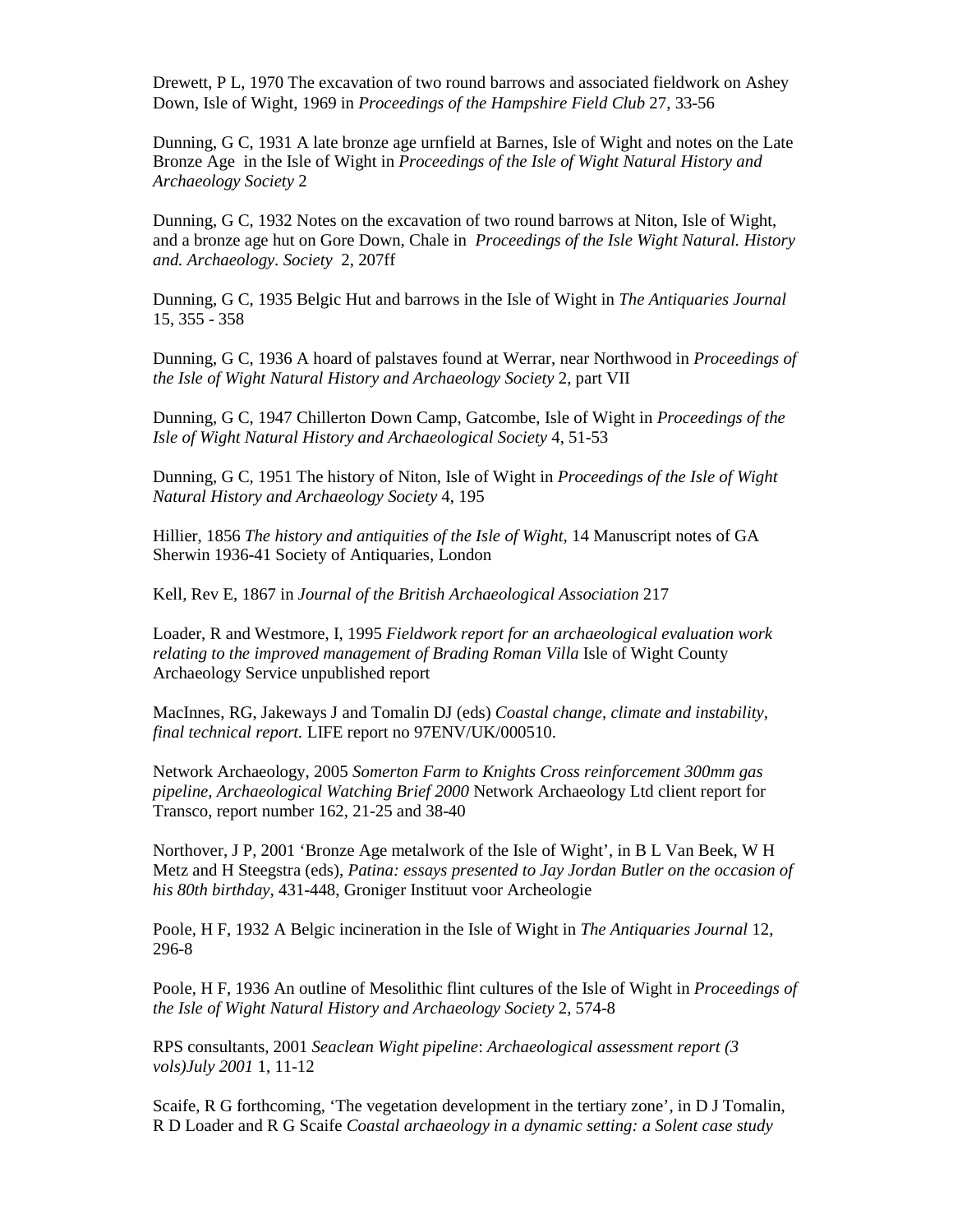Drewett, P L, 1970 The excavation of two round barrows and associated fieldwork on Ashey Down, Isle of Wight, 1969 in *Proceedings of the Hampshire Field Club* 27, 33-56

Dunning, G C, 1931 A late bronze age urnfield at Barnes, Isle of Wight and notes on the Late Bronze Age in the Isle of Wight in *Proceedings of the Isle of Wight Natural History and Archaeology Society* 2

Dunning, G C, 1932 Notes on the excavation of two round barrows at Niton, Isle of Wight, and a bronze age hut on Gore Down, Chale in *Proceedings of the Isle Wight Natural. History and. Archaeology. Society* 2, 207ff

Dunning, G C, 1935 Belgic Hut and barrows in the Isle of Wight in *The Antiquaries Journal* 15, 355 - 358

Dunning, G C, 1936 A hoard of palstaves found at Werrar, near Northwood in *Proceedings of the Isle of Wight Natural History and Archaeology Society* 2, part VII

Dunning, G C, 1947 Chillerton Down Camp, Gatcombe, Isle of Wight in *Proceedings of the Isle of Wight Natural History and Archaeological Society* 4, 51-53

Dunning, G C, 1951 The history of Niton, Isle of Wight in *Proceedings of the Isle of Wight Natural History and Archaeology Society* 4, 195

Hillier, 1856 *The history and antiquities of the Isle of Wight*, 14 Manuscript notes of GA Sherwin 1936-41 Society of Antiquaries, London

Kell, Rev E, 1867 in *Journal of the British Archaeological Association* 217

Loader, R and Westmore, I, 1995 *Fieldwork report for an archaeological evaluation work relating to the improved management of Brading Roman Villa* Isle of Wight County Archaeology Service unpublished report

MacInnes, RG, Jakeways J and Tomalin DJ (eds) *Coastal change, climate and instability, final technical report.* LIFE report no 97ENV/UK/000510.

Network Archaeology, 2005 *Somerton Farm to Knights Cross reinforcement 300mm gas pipeline, Archaeological Watching Brief 2000* Network Archaeology Ltd client report for Transco, report number 162, 21-25 and 38-40

Northover, J P, 2001 'Bronze Age metalwork of the Isle of Wight', in B L Van Beek, W H Metz and H Steegstra (eds), *Patina: essays presented to Jay Jordan Butler on the occasion of his 80th birthday*, 431-448, Groniger Instituut voor Archeologie

Poole, H F, 1932 A Belgic incineration in the Isle of Wight in *The Antiquaries Journal* 12, 296-8

Poole, H F, 1936 An outline of Mesolithic flint cultures of the Isle of Wight in *Proceedings of the Isle of Wight Natural History and Archaeology Society* 2, 574-8

RPS consultants, 2001 *Seaclean Wight pipeline*: *Archaeological assessment report (3 vols)July 2001* 1, 11-12

Scaife, R G forthcoming, 'The vegetation development in the tertiary zone', in D J Tomalin, R D Loader and R G Scaife *Coastal archaeology in a dynamic setting: a Solent case study*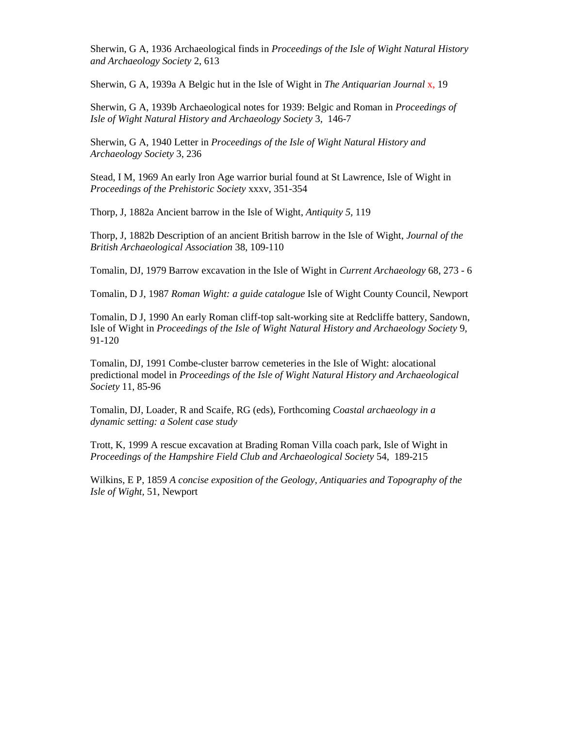Sherwin, G A, 1936 Archaeological finds in *Proceedings of the Isle of Wight Natural History and Archaeology Society* 2, 613

Sherwin, G A, 1939a A Belgic hut in the Isle of Wight in *The Antiquarian Journal* x, 19

Sherwin, G A, 1939b Archaeological notes for 1939: Belgic and Roman in *Proceedings of Isle of Wight Natural History and Archaeology Society* 3, 146-7

Sherwin, G A, 1940 Letter in *Proceedings of the Isle of Wight Natural History and Archaeology Society* 3, 236

Stead, I M, 1969 An early Iron Age warrior burial found at St Lawrence, Isle of Wight in *Proceedings of the Prehistoric Society* xxxv, 351-354

Thorp, J, 1882a Ancient barrow in the Isle of Wight, *Antiquity 5*, 119

Thorp, J, 1882b Description of an ancient British barrow in the Isle of Wight, *Journal of the British Archaeological Association* 38, 109-110

Tomalin, DJ, 1979 Barrow excavation in the Isle of Wight in *Current Archaeology* 68, 273 - 6

Tomalin, D J, 1987 *Roman Wight: a guide catalogue* Isle of Wight County Council, Newport

Tomalin, D J, 1990 An early Roman cliff-top salt-working site at Redcliffe battery, Sandown, Isle of Wight in *Proceedings of the Isle of Wight Natural History and Archaeology Society* 9, 91-120

Tomalin, DJ, 1991 Combe-cluster barrow cemeteries in the Isle of Wight: alocational predictional model in *Proceedings of the Isle of Wight Natural History and Archaeological Society* 11, 85-96

Tomalin, DJ, Loader, R and Scaife, RG (eds), Forthcoming *Coastal archaeology in a dynamic setting: a Solent case study*

Trott, K, 1999 A rescue excavation at Brading Roman Villa coach park, Isle of Wight in *Proceedings of the Hampshire Field Club and Archaeological Society* 54, 189-215

Wilkins, E P, 1859 *A concise exposition of the Geology, Antiquaries and Topography of the Isle of Wight*, 51, Newport